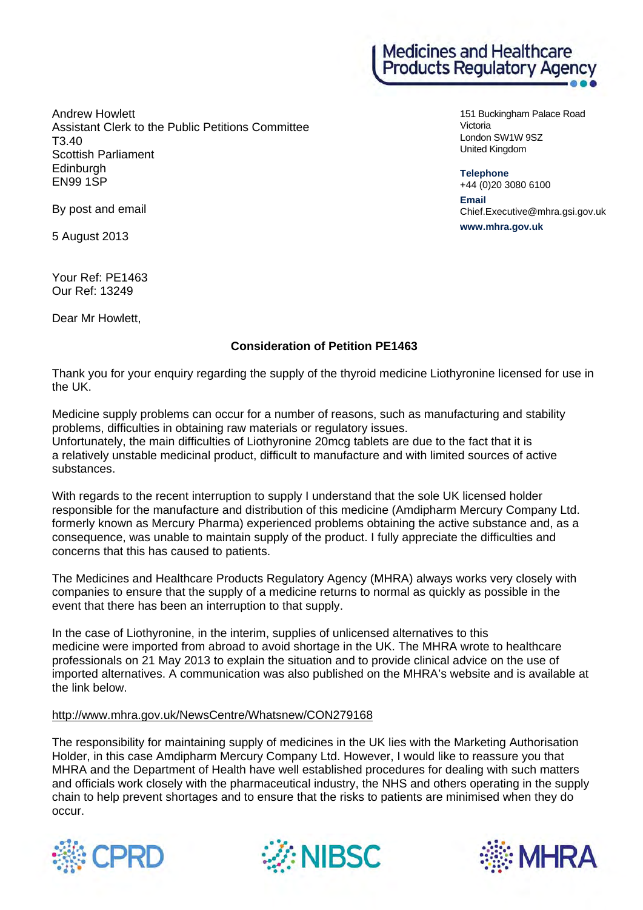Medicines and Healthcare Products Regulatory Agency

Andrew Howlett
Assistant Clerk to the Public Petitions Committee
T3.40
Scottish Parliament
Edinburgh
EN99 1SP

151 Buckingham Palace Road
Victoria
London SW1W 9SZ
United Kingdom

**Telephone**
+44 (0)20 3080 6100

**Email**
Chief.Executive@mhra.gsi.gov.uk

**www.mhra.gov.uk**

By post and email

5 August 2013

Your Ref: PE1463
Our Ref: 13249

Dear Mr Howlett,

**Consideration of Petition PE1463**

Thank you for your enquiry regarding the supply of the thyroid medicine Liothyronine licensed for use in the UK.

Medicine supply problems can occur for a number of reasons, such as manufacturing and stability problems, difficulties in obtaining raw materials or regulatory issues.
Unfortunately, the main difficulties of Liothyronine 20mcg tablets are due to the fact that it is a relatively unstable medicinal product, difficult to manufacture and with limited sources of active substances.

With regards to the recent interruption to supply I understand that the sole UK licensed holder responsible for the manufacture and distribution of this medicine (Amdipharm Mercury Company Ltd. formerly known as Mercury Pharma) experienced problems obtaining the active substance and, as a consequence, was unable to maintain supply of the product. I fully appreciate the difficulties and concerns that this has caused to patients.

The Medicines and Healthcare Products Regulatory Agency (MHRA) always works very closely with companies to ensure that the supply of a medicine returns to normal as quickly as possible in the event that there has been an interruption to that supply.

In the case of Liothyronine, in the interim, supplies of unlicensed alternatives to this medicine were imported from abroad to avoid shortage in the UK. The MHRA wrote to healthcare professionals on 21 May 2013 to explain the situation and to provide clinical advice on the use of imported alternatives. A communication was also published on the MHRA's website and is available at the link below.

http://www.mhra.gov.uk/NewsCentre/Whatsnew/CON279168

The responsibility for maintaining supply of medicines in the UK lies with the Marketing Authorisation Holder, in this case Amdipharm Mercury Company Ltd. However, I would like to reassure you that MHRA and the Department of Health have well established procedures for dealing with such matters and officials work closely with the pharmaceutical industry, the NHS and others operating in the supply chain to help prevent shortages and to ensure that the risks to patients are minimised when they do occur.

CPRD NIBSC MHRA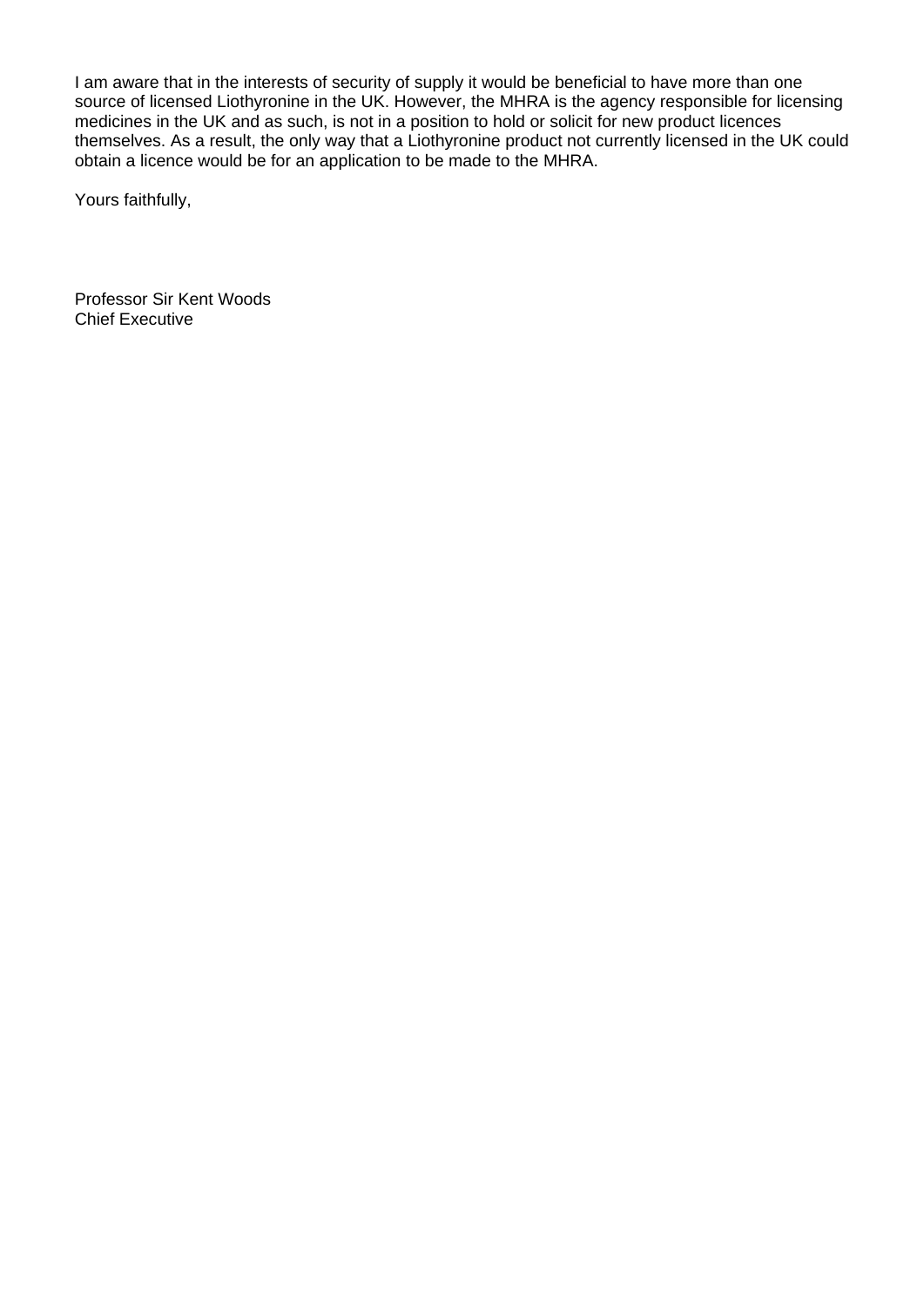I am aware that in the interests of security of supply it would be beneficial to have more than one source of licensed Liothyronine in the UK. However, the MHRA is the agency responsible for licensing medicines in the UK and as such, is not in a position to hold or solicit for new product licences themselves. As a result, the only way that a Liothyronine product not currently licensed in the UK could obtain a licence would be for an application to be made to the MHRA.

Yours faithfully,

Professor Sir Kent Woods  
Chief Executive